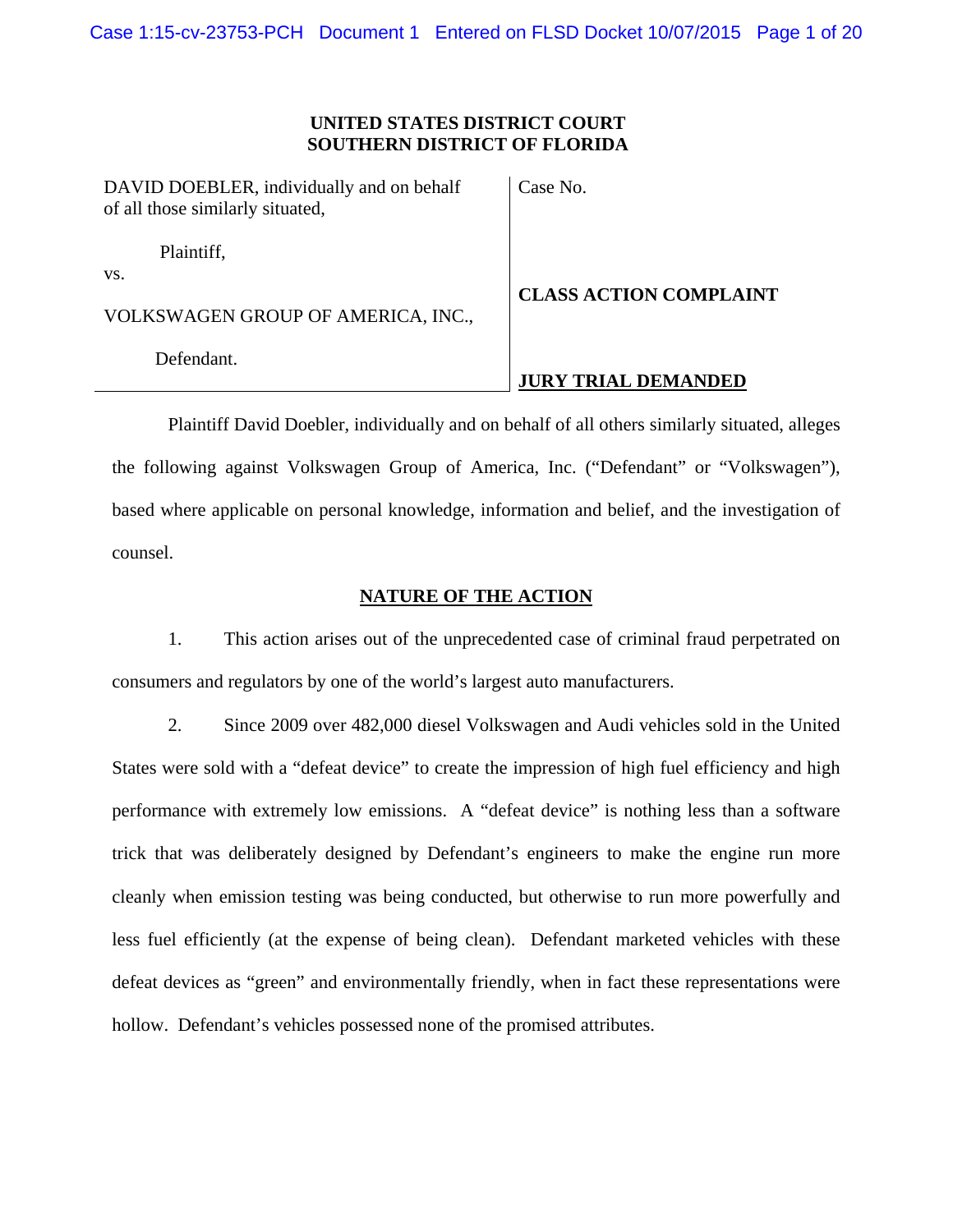**UNITED STATES DISTRICT COURT**
**SOUTHERN DISTRICT OF FLORIDA**

| | |
|---|---|
| DAVID DOEBLER, individually and on behalf of all those similarly situated,<br><br>Plaintiff,<br><br>vs.<br><br>VOLKSWAGEN GROUP OF AMERICA, INC.,<br><br>Defendant. | Case No.<br><br>**CLASS ACTION COMPLAINT**<br><br>**JURY TRIAL DEMANDED** |

Plaintiff David Doebler, individually and on behalf of all others similarly situated, alleges the following against Volkswagen Group of America, Inc. ("Defendant" or "Volkswagen"), based where applicable on personal knowledge, information and belief, and the investigation of counsel.

## NATURE OF THE ACTION

1. This action arises out of the unprecedented case of criminal fraud perpetrated on consumers and regulators by one of the world's largest auto manufacturers.

2. Since 2009 over 482,000 diesel Volkswagen and Audi vehicles sold in the United States were sold with a "defeat device" to create the impression of high fuel efficiency and high performance with extremely low emissions. A "defeat device" is nothing less than a software trick that was deliberately designed by Defendant's engineers to make the engine run more cleanly when emission testing was being conducted, but otherwise to run more powerfully and less fuel efficiently (at the expense of being clean). Defendant marketed vehicles with these defeat devices as "green" and environmentally friendly, when in fact these representations were hollow. Defendant's vehicles possessed none of the promised attributes.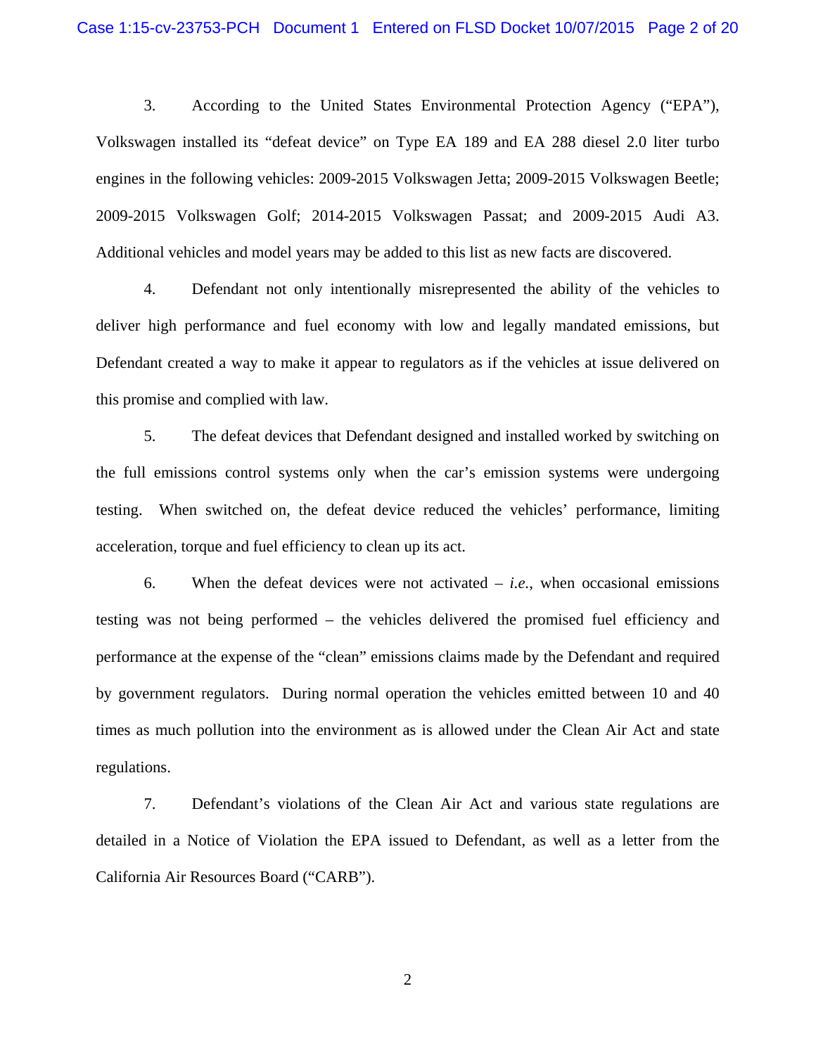3. According to the United States Environmental Protection Agency ("EPA"), Volkswagen installed its "defeat device" on Type EA 189 and EA 288 diesel 2.0 liter turbo engines in the following vehicles: 2009-2015 Volkswagen Jetta; 2009-2015 Volkswagen Beetle; 2009-2015 Volkswagen Golf; 2014-2015 Volkswagen Passat; and 2009-2015 Audi A3. Additional vehicles and model years may be added to this list as new facts are discovered.

4. Defendant not only intentionally misrepresented the ability of the vehicles to deliver high performance and fuel economy with low and legally mandated emissions, but Defendant created a way to make it appear to regulators as if the vehicles at issue delivered on this promise and complied with law.

5. The defeat devices that Defendant designed and installed worked by switching on the full emissions control systems only when the car's emission systems were undergoing testing. When switched on, the defeat device reduced the vehicles' performance, limiting acceleration, torque and fuel efficiency to clean up its act.

6. When the defeat devices were not activated – *i.e.*, when occasional emissions testing was not being performed – the vehicles delivered the promised fuel efficiency and performance at the expense of the "clean" emissions claims made by the Defendant and required by government regulators. During normal operation the vehicles emitted between 10 and 40 times as much pollution into the environment as is allowed under the Clean Air Act and state regulations.

7. Defendant's violations of the Clean Air Act and various state regulations are detailed in a Notice of Violation the EPA issued to Defendant, as well as a letter from the California Air Resources Board ("CARB").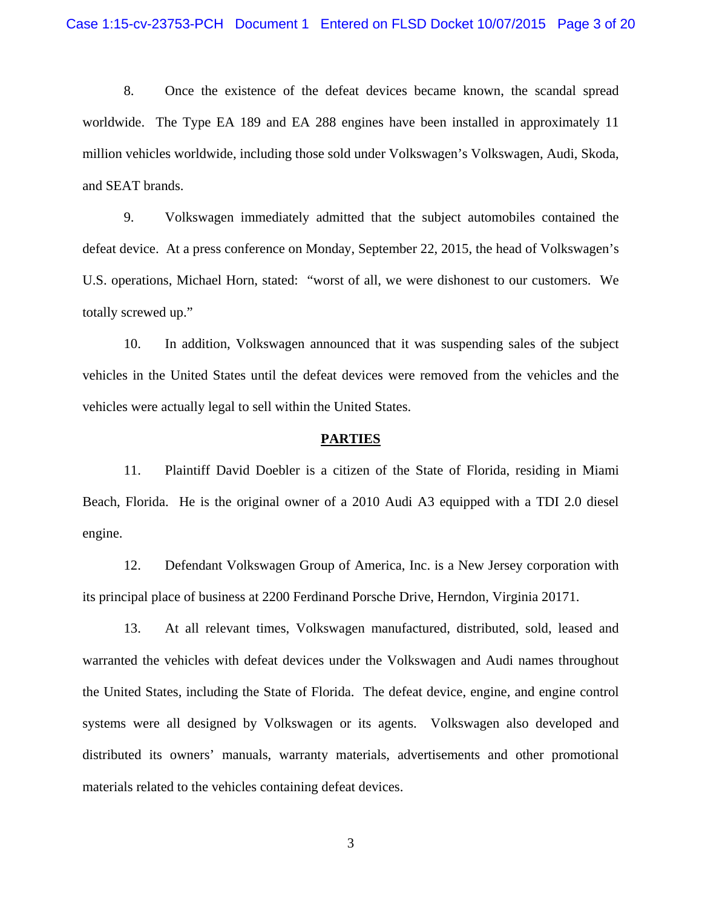8. Once the existence of the defeat devices became known, the scandal spread worldwide. The Type EA 189 and EA 288 engines have been installed in approximately 11 million vehicles worldwide, including those sold under Volkswagen's Volkswagen, Audi, Skoda, and SEAT brands.

9. Volkswagen immediately admitted that the subject automobiles contained the defeat device. At a press conference on Monday, September 22, 2015, the head of Volkswagen's U.S. operations, Michael Horn, stated: "worst of all, we were dishonest to our customers. We totally screwed up."

10. In addition, Volkswagen announced that it was suspending sales of the subject vehicles in the United States until the defeat devices were removed from the vehicles and the vehicles were actually legal to sell within the United States.

## PARTIES

11. Plaintiff David Doebler is a citizen of the State of Florida, residing in Miami Beach, Florida. He is the original owner of a 2010 Audi A3 equipped with a TDI 2.0 diesel engine.

12. Defendant Volkswagen Group of America, Inc. is a New Jersey corporation with its principal place of business at 2200 Ferdinand Porsche Drive, Herndon, Virginia 20171.

13. At all relevant times, Volkswagen manufactured, distributed, sold, leased and warranted the vehicles with defeat devices under the Volkswagen and Audi names throughout the United States, including the State of Florida. The defeat device, engine, and engine control systems were all designed by Volkswagen or its agents. Volkswagen also developed and distributed its owners' manuals, warranty materials, advertisements and other promotional materials related to the vehicles containing defeat devices.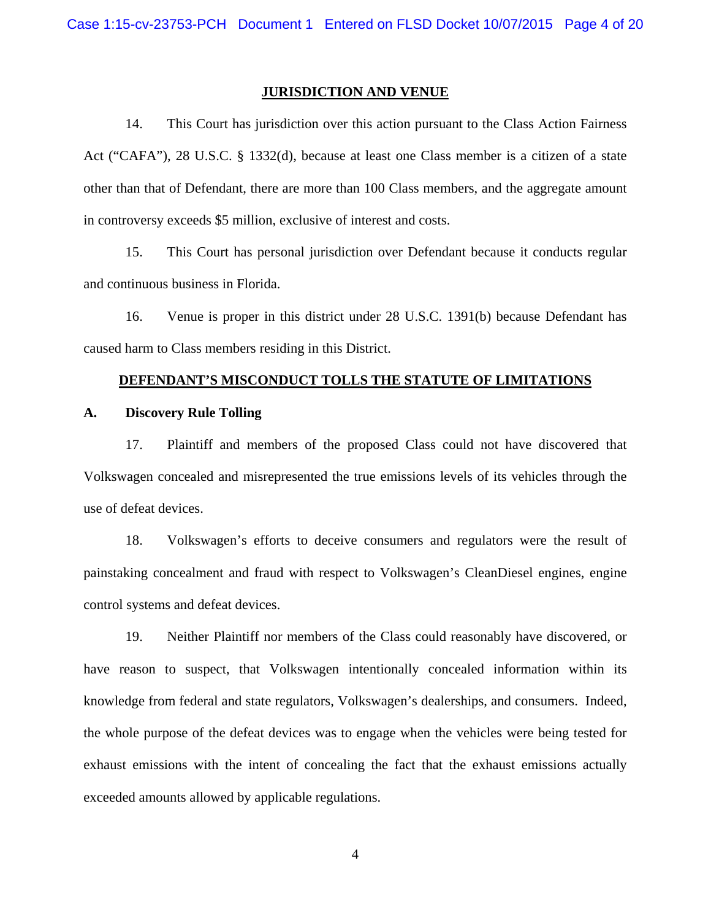## JURISDICTION AND VENUE

14. This Court has jurisdiction over this action pursuant to the Class Action Fairness Act ("CAFA"), 28 U.S.C. § 1332(d), because at least one Class member is a citizen of a state other than that of Defendant, there are more than 100 Class members, and the aggregate amount in controversy exceeds $5 million, exclusive of interest and costs.

15. This Court has personal jurisdiction over Defendant because it conducts regular and continuous business in Florida.

16. Venue is proper in this district under 28 U.S.C. 1391(b) because Defendant has caused harm to Class members residing in this District.

## DEFENDANT'S MISCONDUCT TOLLS THE STATUTE OF LIMITATIONS

### A. Discovery Rule Tolling

17. Plaintiff and members of the proposed Class could not have discovered that Volkswagen concealed and misrepresented the true emissions levels of its vehicles through the use of defeat devices.

18. Volkswagen's efforts to deceive consumers and regulators were the result of painstaking concealment and fraud with respect to Volkswagen's CleanDiesel engines, engine control systems and defeat devices.

19. Neither Plaintiff nor members of the Class could reasonably have discovered, or have reason to suspect, that Volkswagen intentionally concealed information within its knowledge from federal and state regulators, Volkswagen's dealerships, and consumers. Indeed, the whole purpose of the defeat devices was to engage when the vehicles were being tested for exhaust emissions with the intent of concealing the fact that the exhaust emissions actually exceeded amounts allowed by applicable regulations.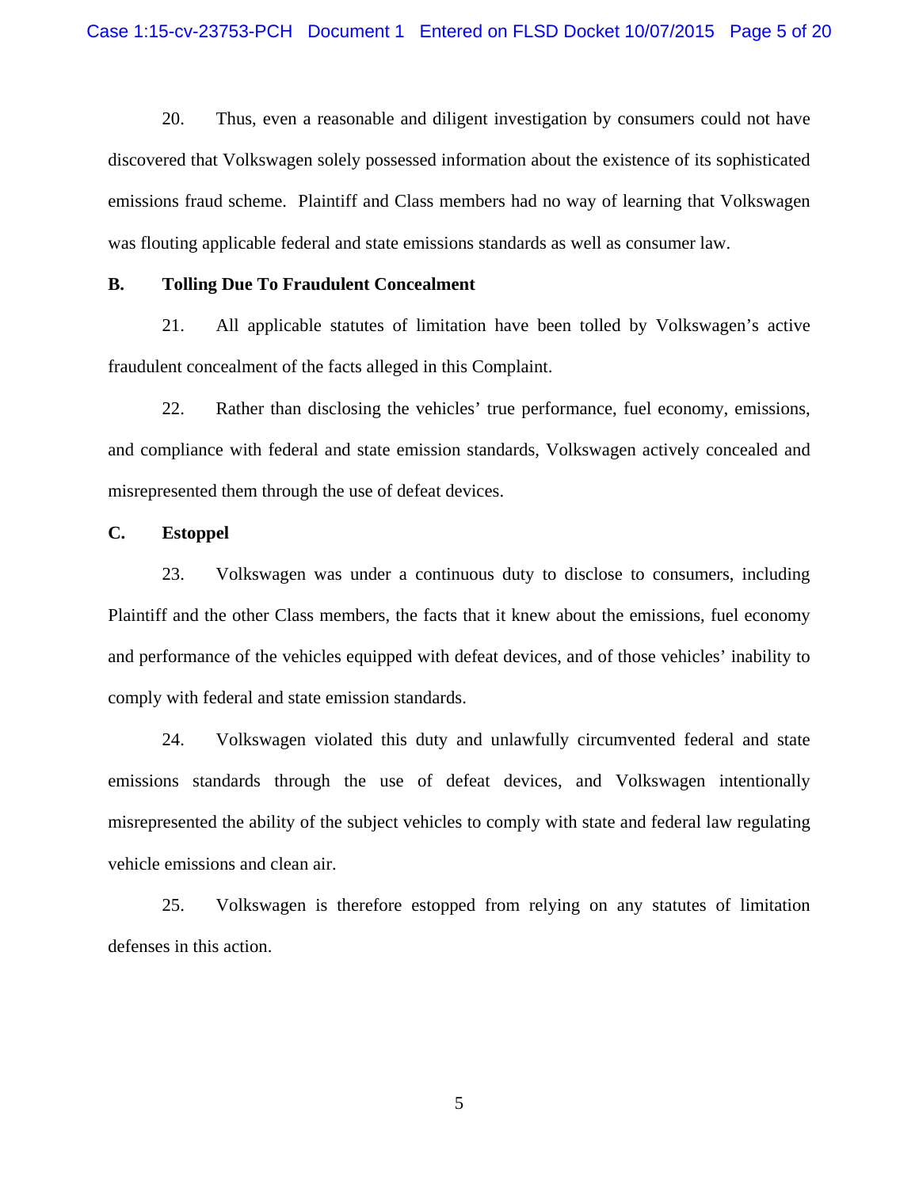20. Thus, even a reasonable and diligent investigation by consumers could not have discovered that Volkswagen solely possessed information about the existence of its sophisticated emissions fraud scheme. Plaintiff and Class members had no way of learning that Volkswagen was flouting applicable federal and state emissions standards as well as consumer law.

**B. Tolling Due To Fraudulent Concealment**

21. All applicable statutes of limitation have been tolled by Volkswagen's active fraudulent concealment of the facts alleged in this Complaint.

22. Rather than disclosing the vehicles' true performance, fuel economy, emissions, and compliance with federal and state emission standards, Volkswagen actively concealed and misrepresented them through the use of defeat devices.

**C. Estoppel**

23. Volkswagen was under a continuous duty to disclose to consumers, including Plaintiff and the other Class members, the facts that it knew about the emissions, fuel economy and performance of the vehicles equipped with defeat devices, and of those vehicles' inability to comply with federal and state emission standards.

24. Volkswagen violated this duty and unlawfully circumvented federal and state emissions standards through the use of defeat devices, and Volkswagen intentionally misrepresented the ability of the subject vehicles to comply with state and federal law regulating vehicle emissions and clean air.

25. Volkswagen is therefore estopped from relying on any statutes of limitation defenses in this action.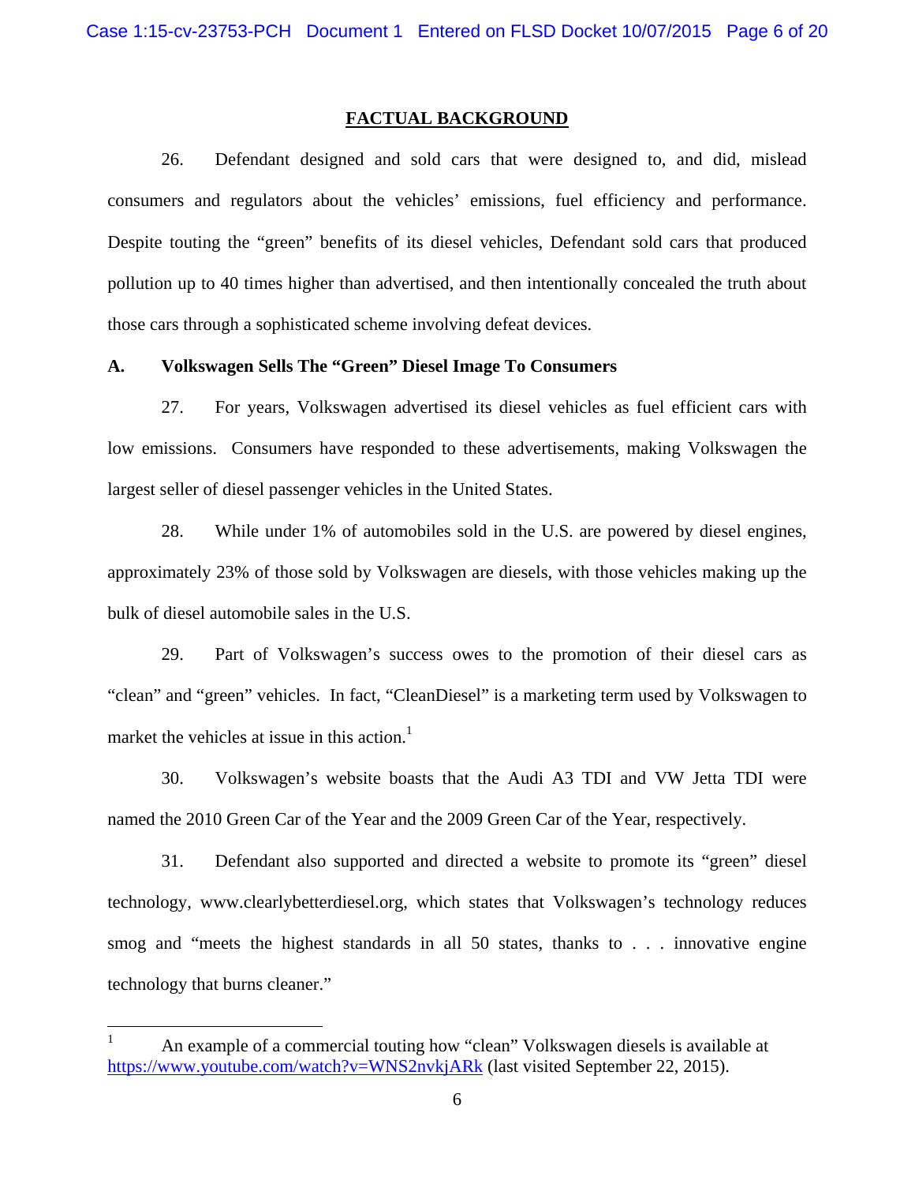## FACTUAL BACKGROUND

26. Defendant designed and sold cars that were designed to, and did, mislead consumers and regulators about the vehicles' emissions, fuel efficiency and performance. Despite touting the "green" benefits of its diesel vehicles, Defendant sold cars that produced pollution up to 40 times higher than advertised, and then intentionally concealed the truth about those cars through a sophisticated scheme involving defeat devices.

### A. Volkswagen Sells The "Green" Diesel Image To Consumers

27. For years, Volkswagen advertised its diesel vehicles as fuel efficient cars with low emissions. Consumers have responded to these advertisements, making Volkswagen the largest seller of diesel passenger vehicles in the United States.

28. While under 1% of automobiles sold in the U.S. are powered by diesel engines, approximately 23% of those sold by Volkswagen are diesels, with those vehicles making up the bulk of diesel automobile sales in the U.S.

29. Part of Volkswagen's success owes to the promotion of their diesel cars as "clean" and "green" vehicles. In fact, "CleanDiesel" is a marketing term used by Volkswagen to market the vehicles at issue in this action.[1]

30. Volkswagen's website boasts that the Audi A3 TDI and VW Jetta TDI were named the 2010 Green Car of the Year and the 2009 Green Car of the Year, respectively.

31. Defendant also supported and directed a website to promote its "green" diesel technology, www.clearlybetterdiesel.org, which states that Volkswagen's technology reduces smog and "meets the highest standards in all 50 states, thanks to . . . innovative engine technology that burns cleaner."

---

[1] An example of a commercial touting how "clean" Volkswagen diesels is available at https://www.youtube.com/watch?v=WNS2nvkjARk (last visited September 22, 2015).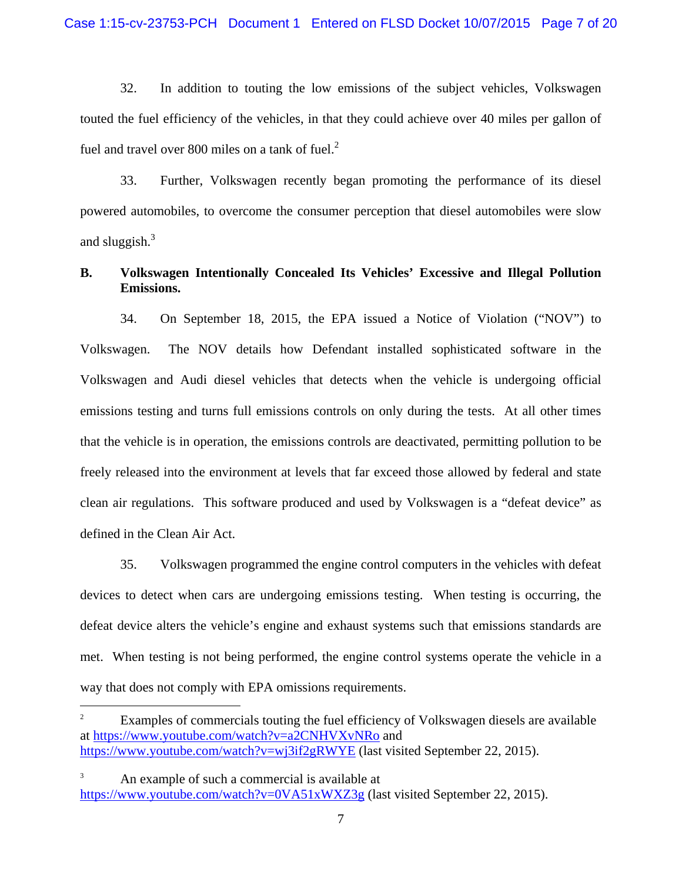32. In addition to touting the low emissions of the subject vehicles, Volkswagen touted the fuel efficiency of the vehicles, in that they could achieve over 40 miles per gallon of fuel and travel over 800 miles on a tank of fuel.[2]

33. Further, Volkswagen recently began promoting the performance of its diesel powered automobiles, to overcome the consumer perception that diesel automobiles were slow and sluggish.[3]

**B. Volkswagen Intentionally Concealed Its Vehicles' Excessive and Illegal Pollution Emissions.**

34. On September 18, 2015, the EPA issued a Notice of Violation ("NOV") to Volkswagen. The NOV details how Defendant installed sophisticated software in the Volkswagen and Audi diesel vehicles that detects when the vehicle is undergoing official emissions testing and turns full emissions controls on only during the tests. At all other times that the vehicle is in operation, the emissions controls are deactivated, permitting pollution to be freely released into the environment at levels that far exceed those allowed by federal and state clean air regulations. This software produced and used by Volkswagen is a "defeat device" as defined in the Clean Air Act.

35. Volkswagen programmed the engine control computers in the vehicles with defeat devices to detect when cars are undergoing emissions testing. When testing is occurring, the defeat device alters the vehicle's engine and exhaust systems such that emissions standards are met. When testing is not being performed, the engine control systems operate the vehicle in a way that does not comply with EPA omissions requirements.

---

[2] Examples of commercials touting the fuel efficiency of Volkswagen diesels are available at https://www.youtube.com/watch?v=a2CNHVXvNRo and https://www.youtube.com/watch?v=wj3if2gRWYE (last visited September 22, 2015).

[3] An example of such a commercial is available at https://www.youtube.com/watch?v=0VA51xWXZ3g (last visited September 22, 2015).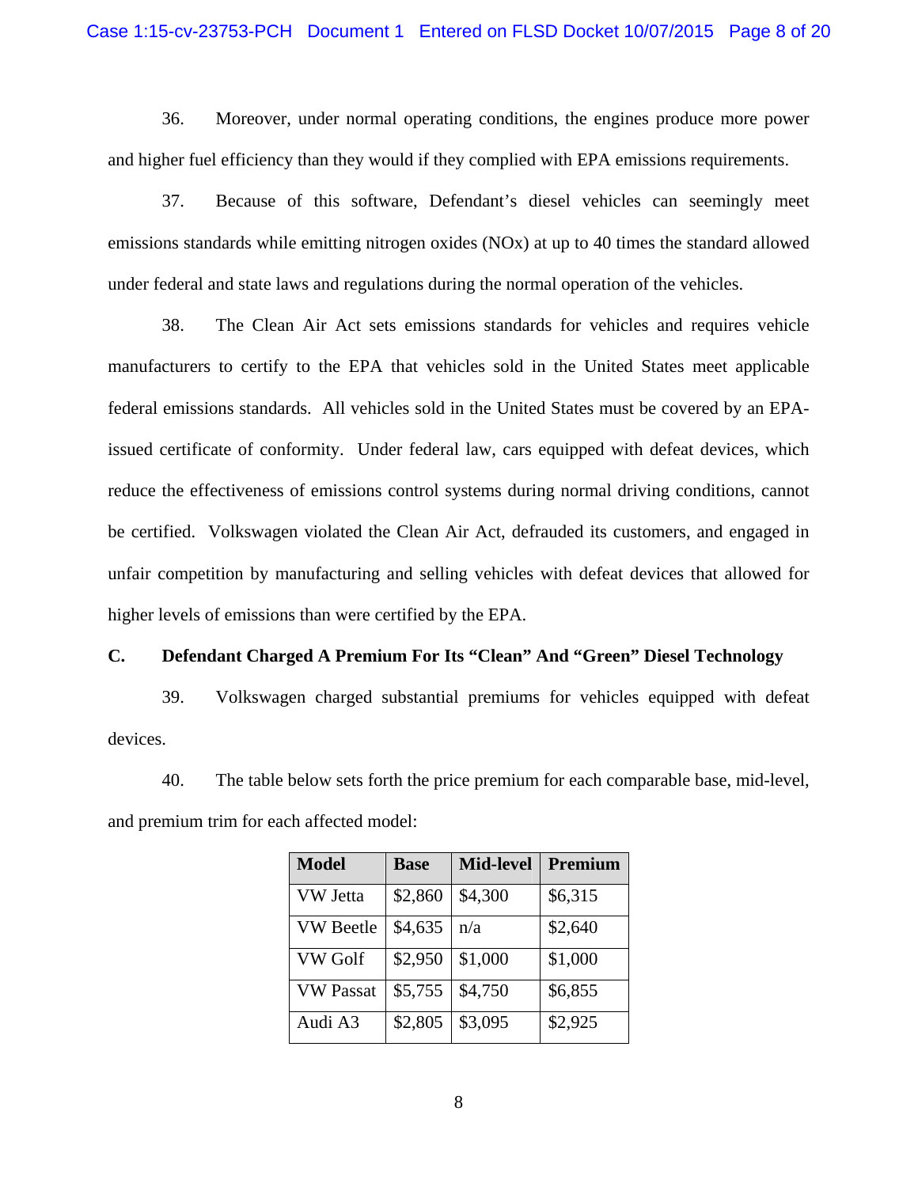36. Moreover, under normal operating conditions, the engines produce more power and higher fuel efficiency than they would if they complied with EPA emissions requirements.

37. Because of this software, Defendant's diesel vehicles can seemingly meet emissions standards while emitting nitrogen oxides (NOx) at up to 40 times the standard allowed under federal and state laws and regulations during the normal operation of the vehicles.

38. The Clean Air Act sets emissions standards for vehicles and requires vehicle manufacturers to certify to the EPA that vehicles sold in the United States meet applicable federal emissions standards. All vehicles sold in the United States must be covered by an EPA-issued certificate of conformity. Under federal law, cars equipped with defeat devices, which reduce the effectiveness of emissions control systems during normal driving conditions, cannot be certified. Volkswagen violated the Clean Air Act, defrauded its customers, and engaged in unfair competition by manufacturing and selling vehicles with defeat devices that allowed for higher levels of emissions than were certified by the EPA.

### C. Defendant Charged A Premium For Its "Clean" And "Green" Diesel Technology

39. Volkswagen charged substantial premiums for vehicles equipped with defeat devices.

40. The table below sets forth the price premium for each comparable base, mid-level, and premium trim for each affected model:

| Model | Base | Mid-level | Premium |
|---|---|---|---|
| VW Jetta | $2,860 | $4,300 | $6,315 |
| VW Beetle | $4,635 | n/a | $2,640 |
| VW Golf | $2,950 | $1,000 | $1,000 |
| VW Passat | $5,755 | $4,750 | $6,855 |
| Audi A3 | $2,805 | $3,095 | $2,925 |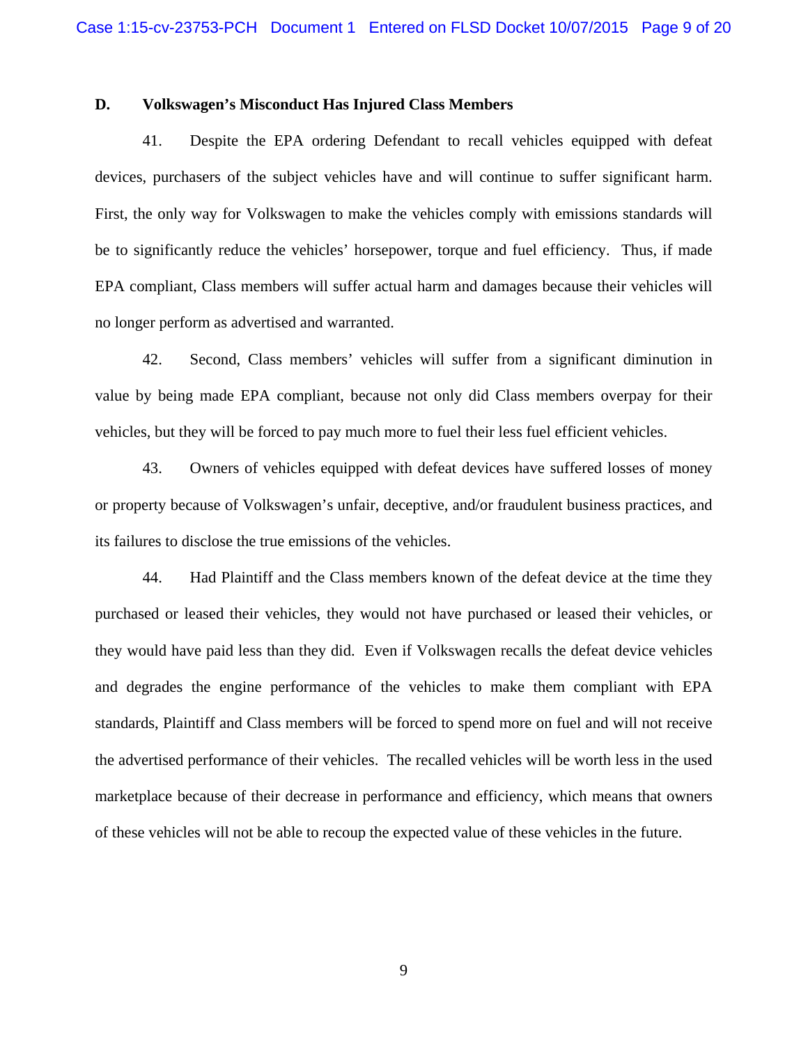### D. Volkswagen's Misconduct Has Injured Class Members

41. Despite the EPA ordering Defendant to recall vehicles equipped with defeat devices, purchasers of the subject vehicles have and will continue to suffer significant harm. First, the only way for Volkswagen to make the vehicles comply with emissions standards will be to significantly reduce the vehicles' horsepower, torque and fuel efficiency. Thus, if made EPA compliant, Class members will suffer actual harm and damages because their vehicles will no longer perform as advertised and warranted.

42. Second, Class members' vehicles will suffer from a significant diminution in value by being made EPA compliant, because not only did Class members overpay for their vehicles, but they will be forced to pay much more to fuel their less fuel efficient vehicles.

43. Owners of vehicles equipped with defeat devices have suffered losses of money or property because of Volkswagen's unfair, deceptive, and/or fraudulent business practices, and its failures to disclose the true emissions of the vehicles.

44. Had Plaintiff and the Class members known of the defeat device at the time they purchased or leased their vehicles, they would not have purchased or leased their vehicles, or they would have paid less than they did. Even if Volkswagen recalls the defeat device vehicles and degrades the engine performance of the vehicles to make them compliant with EPA standards, Plaintiff and Class members will be forced to spend more on fuel and will not receive the advertised performance of their vehicles. The recalled vehicles will be worth less in the used marketplace because of their decrease in performance and efficiency, which means that owners of these vehicles will not be able to recoup the expected value of these vehicles in the future.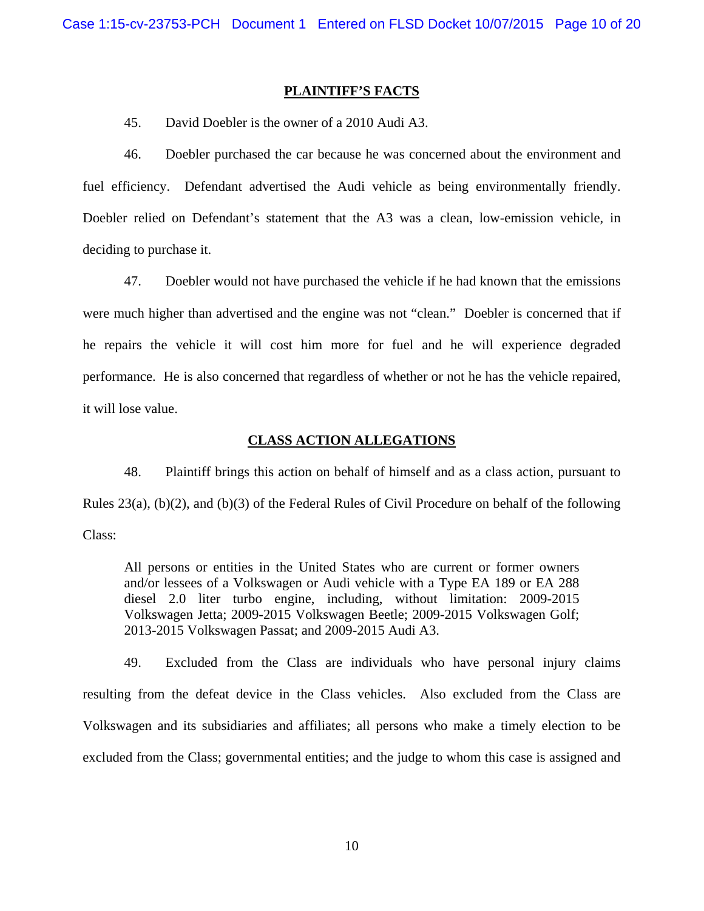## PLAINTIFF'S FACTS

45. David Doebler is the owner of a 2010 Audi A3.

46. Doebler purchased the car because he was concerned about the environment and fuel efficiency. Defendant advertised the Audi vehicle as being environmentally friendly. Doebler relied on Defendant's statement that the A3 was a clean, low-emission vehicle, in deciding to purchase it.

47. Doebler would not have purchased the vehicle if he had known that the emissions were much higher than advertised and the engine was not "clean." Doebler is concerned that if he repairs the vehicle it will cost him more for fuel and he will experience degraded performance. He is also concerned that regardless of whether or not he has the vehicle repaired, it will lose value.

## CLASS ACTION ALLEGATIONS

48. Plaintiff brings this action on behalf of himself and as a class action, pursuant to Rules 23(a), (b)(2), and (b)(3) of the Federal Rules of Civil Procedure on behalf of the following Class:

> All persons or entities in the United States who are current or former owners and/or lessees of a Volkswagen or Audi vehicle with a Type EA 189 or EA 288 diesel 2.0 liter turbo engine, including, without limitation: 2009-2015 Volkswagen Jetta; 2009-2015 Volkswagen Beetle; 2009-2015 Volkswagen Golf; 2013-2015 Volkswagen Passat; and 2009-2015 Audi A3.

49. Excluded from the Class are individuals who have personal injury claims resulting from the defeat device in the Class vehicles. Also excluded from the Class are Volkswagen and its subsidiaries and affiliates; all persons who make a timely election to be excluded from the Class; governmental entities; and the judge to whom this case is assigned and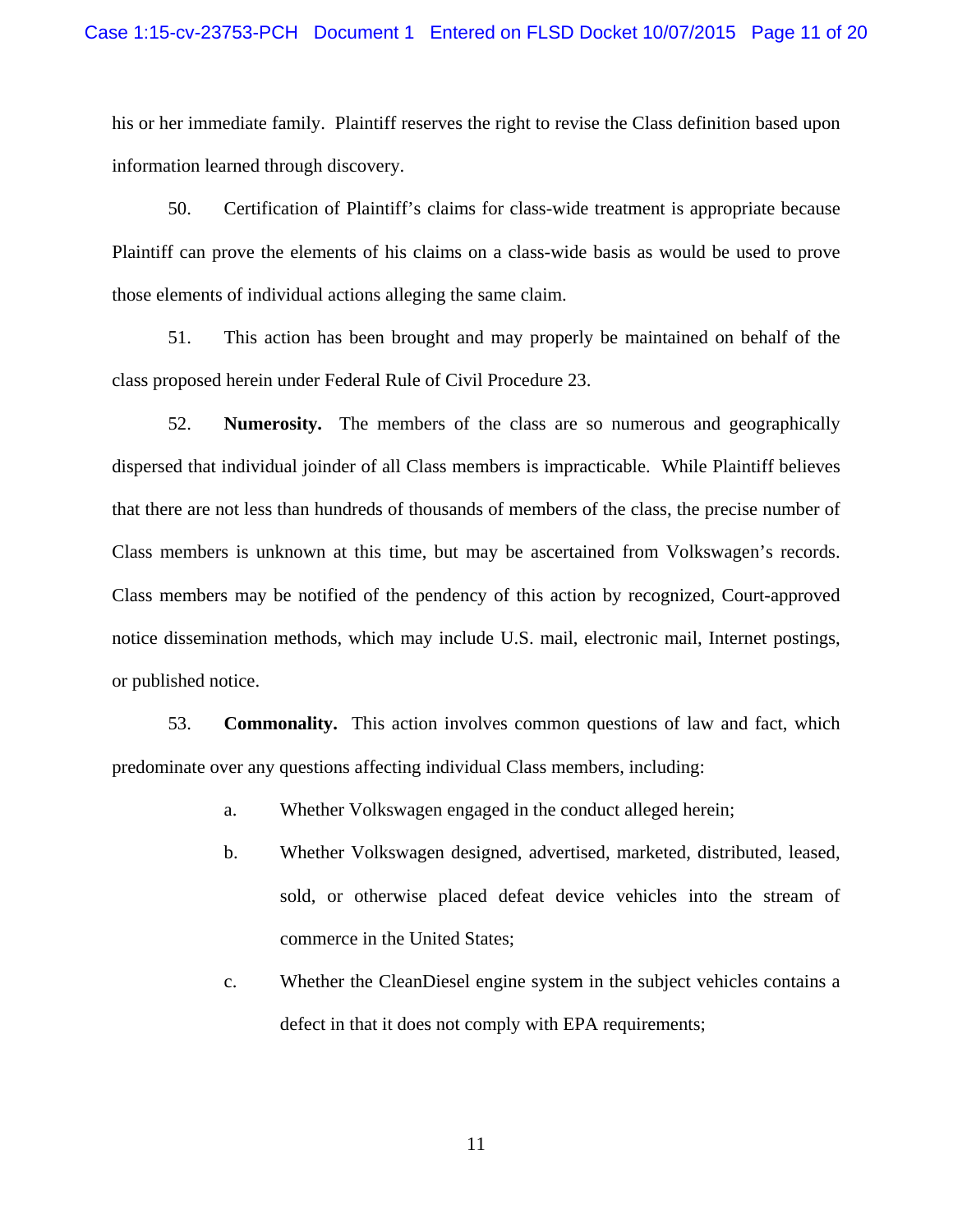his or her immediate family. Plaintiff reserves the right to revise the Class definition based upon information learned through discovery.

50. Certification of Plaintiff's claims for class-wide treatment is appropriate because Plaintiff can prove the elements of his claims on a class-wide basis as would be used to prove those elements of individual actions alleging the same claim.

51. This action has been brought and may properly be maintained on behalf of the class proposed herein under Federal Rule of Civil Procedure 23.

52. **Numerosity.** The members of the class are so numerous and geographically dispersed that individual joinder of all Class members is impracticable. While Plaintiff believes that there are not less than hundreds of thousands of members of the class, the precise number of Class members is unknown at this time, but may be ascertained from Volkswagen's records. Class members may be notified of the pendency of this action by recognized, Court-approved notice dissemination methods, which may include U.S. mail, electronic mail, Internet postings, or published notice.

53. **Commonality.** This action involves common questions of law and fact, which predominate over any questions affecting individual Class members, including:

a. Whether Volkswagen engaged in the conduct alleged herein;

b. Whether Volkswagen designed, advertised, marketed, distributed, leased, sold, or otherwise placed defeat device vehicles into the stream of commerce in the United States;

c. Whether the CleanDiesel engine system in the subject vehicles contains a defect in that it does not comply with EPA requirements;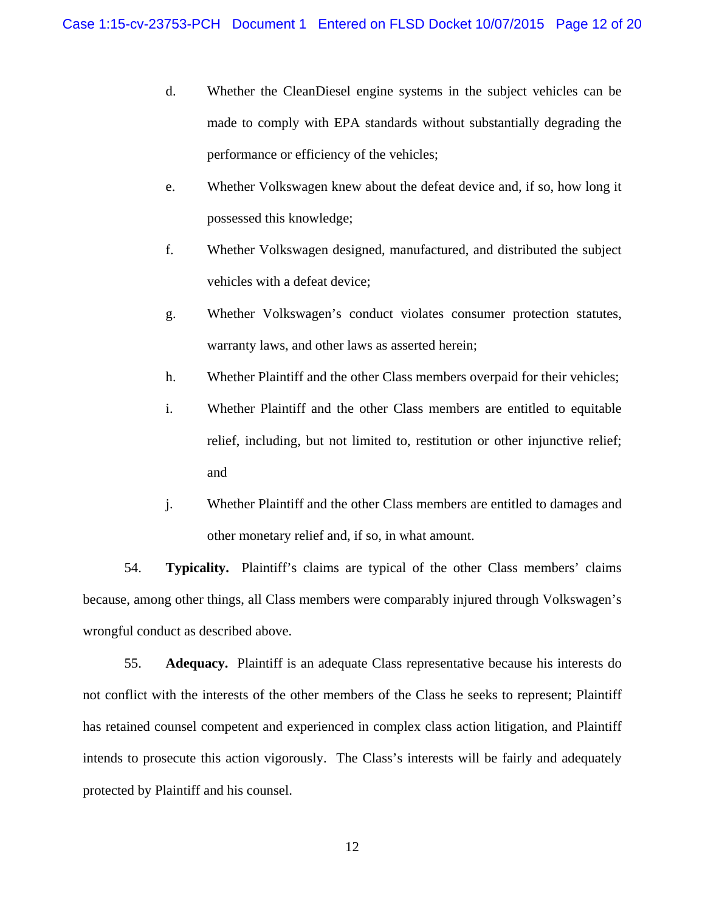d. Whether the CleanDiesel engine systems in the subject vehicles can be made to comply with EPA standards without substantially degrading the performance or efficiency of the vehicles;

e. Whether Volkswagen knew about the defeat device and, if so, how long it possessed this knowledge;

f. Whether Volkswagen designed, manufactured, and distributed the subject vehicles with a defeat device;

g. Whether Volkswagen's conduct violates consumer protection statutes, warranty laws, and other laws as asserted herein;

h. Whether Plaintiff and the other Class members overpaid for their vehicles;

i. Whether Plaintiff and the other Class members are entitled to equitable relief, including, but not limited to, restitution or other injunctive relief; and

j. Whether Plaintiff and the other Class members are entitled to damages and other monetary relief and, if so, in what amount.

54. **Typicality.** Plaintiff's claims are typical of the other Class members' claims because, among other things, all Class members were comparably injured through Volkswagen's wrongful conduct as described above.

55. **Adequacy.** Plaintiff is an adequate Class representative because his interests do not conflict with the interests of the other members of the Class he seeks to represent; Plaintiff has retained counsel competent and experienced in complex class action litigation, and Plaintiff intends to prosecute this action vigorously. The Class's interests will be fairly and adequately protected by Plaintiff and his counsel.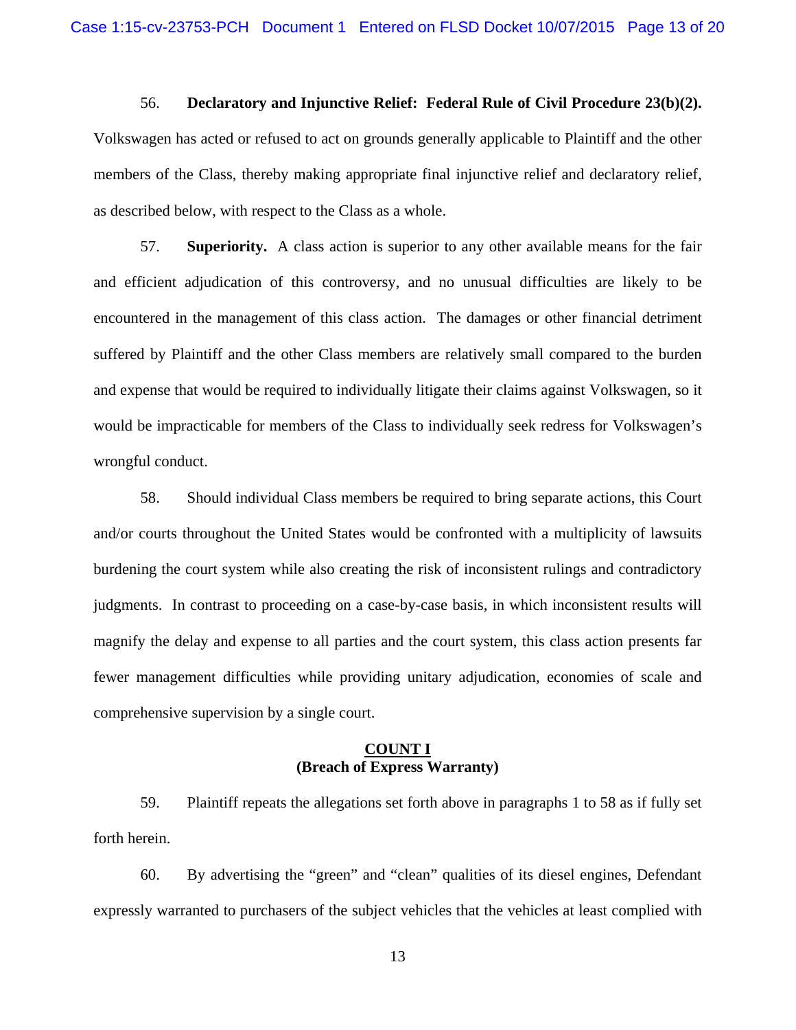56. **Declaratory and Injunctive Relief: Federal Rule of Civil Procedure 23(b)(2).** Volkswagen has acted or refused to act on grounds generally applicable to Plaintiff and the other members of the Class, thereby making appropriate final injunctive relief and declaratory relief, as described below, with respect to the Class as a whole.

57. **Superiority.** A class action is superior to any other available means for the fair and efficient adjudication of this controversy, and no unusual difficulties are likely to be encountered in the management of this class action. The damages or other financial detriment suffered by Plaintiff and the other Class members are relatively small compared to the burden and expense that would be required to individually litigate their claims against Volkswagen, so it would be impracticable for members of the Class to individually seek redress for Volkswagen's wrongful conduct.

58. Should individual Class members be required to bring separate actions, this Court and/or courts throughout the United States would be confronted with a multiplicity of lawsuits burdening the court system while also creating the risk of inconsistent rulings and contradictory judgments. In contrast to proceeding on a case-by-case basis, in which inconsistent results will magnify the delay and expense to all parties and the court system, this class action presents far fewer management difficulties while providing unitary adjudication, economies of scale and comprehensive supervision by a single court.

## COUNT I
## (Breach of Express Warranty)

59. Plaintiff repeats the allegations set forth above in paragraphs 1 to 58 as if fully set forth herein.

60. By advertising the "green" and "clean" qualities of its diesel engines, Defendant expressly warranted to purchasers of the subject vehicles that the vehicles at least complied with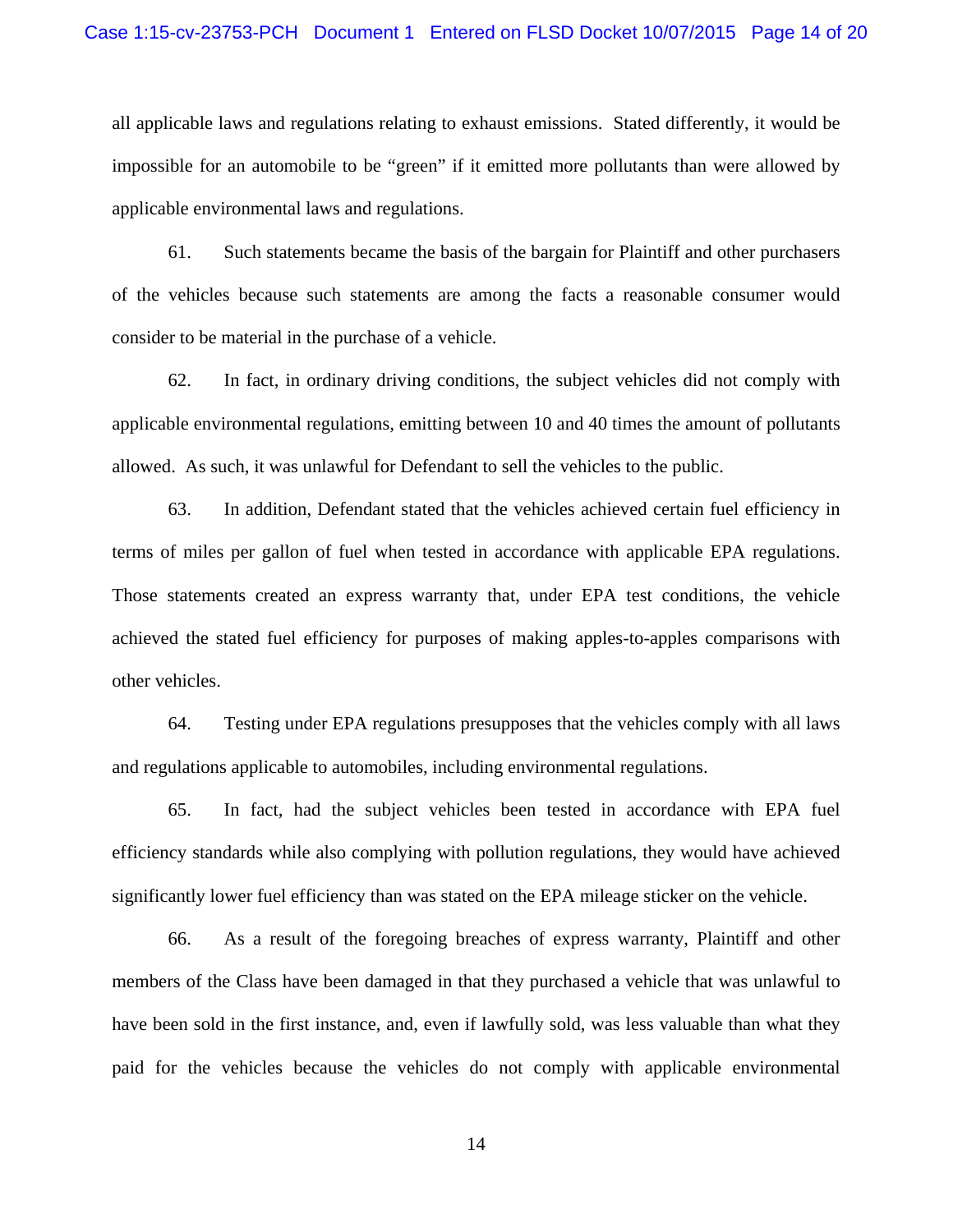all applicable laws and regulations relating to exhaust emissions. Stated differently, it would be impossible for an automobile to be "green" if it emitted more pollutants than were allowed by applicable environmental laws and regulations.

61. Such statements became the basis of the bargain for Plaintiff and other purchasers of the vehicles because such statements are among the facts a reasonable consumer would consider to be material in the purchase of a vehicle.

62. In fact, in ordinary driving conditions, the subject vehicles did not comply with applicable environmental regulations, emitting between 10 and 40 times the amount of pollutants allowed. As such, it was unlawful for Defendant to sell the vehicles to the public.

63. In addition, Defendant stated that the vehicles achieved certain fuel efficiency in terms of miles per gallon of fuel when tested in accordance with applicable EPA regulations. Those statements created an express warranty that, under EPA test conditions, the vehicle achieved the stated fuel efficiency for purposes of making apples-to-apples comparisons with other vehicles.

64. Testing under EPA regulations presupposes that the vehicles comply with all laws and regulations applicable to automobiles, including environmental regulations.

65. In fact, had the subject vehicles been tested in accordance with EPA fuel efficiency standards while also complying with pollution regulations, they would have achieved significantly lower fuel efficiency than was stated on the EPA mileage sticker on the vehicle.

66. As a result of the foregoing breaches of express warranty, Plaintiff and other members of the Class have been damaged in that they purchased a vehicle that was unlawful to have been sold in the first instance, and, even if lawfully sold, was less valuable than what they paid for the vehicles because the vehicles do not comply with applicable environmental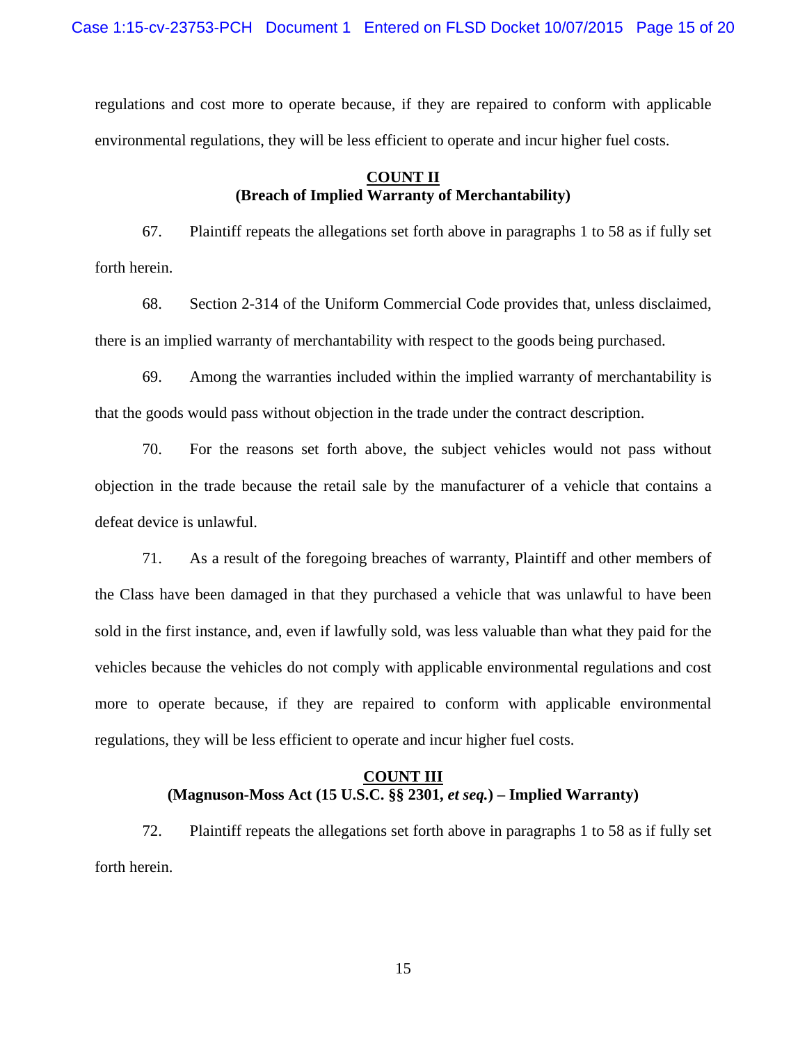regulations and cost more to operate because, if they are repaired to conform with applicable environmental regulations, they will be less efficient to operate and incur higher fuel costs.

## COUNT II
**(Breach of Implied Warranty of Merchantability)**

67. Plaintiff repeats the allegations set forth above in paragraphs 1 to 58 as if fully set forth herein.

68. Section 2-314 of the Uniform Commercial Code provides that, unless disclaimed, there is an implied warranty of merchantability with respect to the goods being purchased.

69. Among the warranties included within the implied warranty of merchantability is that the goods would pass without objection in the trade under the contract description.

70. For the reasons set forth above, the subject vehicles would not pass without objection in the trade because the retail sale by the manufacturer of a vehicle that contains a defeat device is unlawful.

71. As a result of the foregoing breaches of warranty, Plaintiff and other members of the Class have been damaged in that they purchased a vehicle that was unlawful to have been sold in the first instance, and, even if lawfully sold, was less valuable than what they paid for the vehicles because the vehicles do not comply with applicable environmental regulations and cost more to operate because, if they are repaired to conform with applicable environmental regulations, they will be less efficient to operate and incur higher fuel costs.

## COUNT III
**(Magnuson-Moss Act (15 U.S.C. §§ 2301, *et seq.*) – Implied Warranty)**

72. Plaintiff repeats the allegations set forth above in paragraphs 1 to 58 as if fully set forth herein.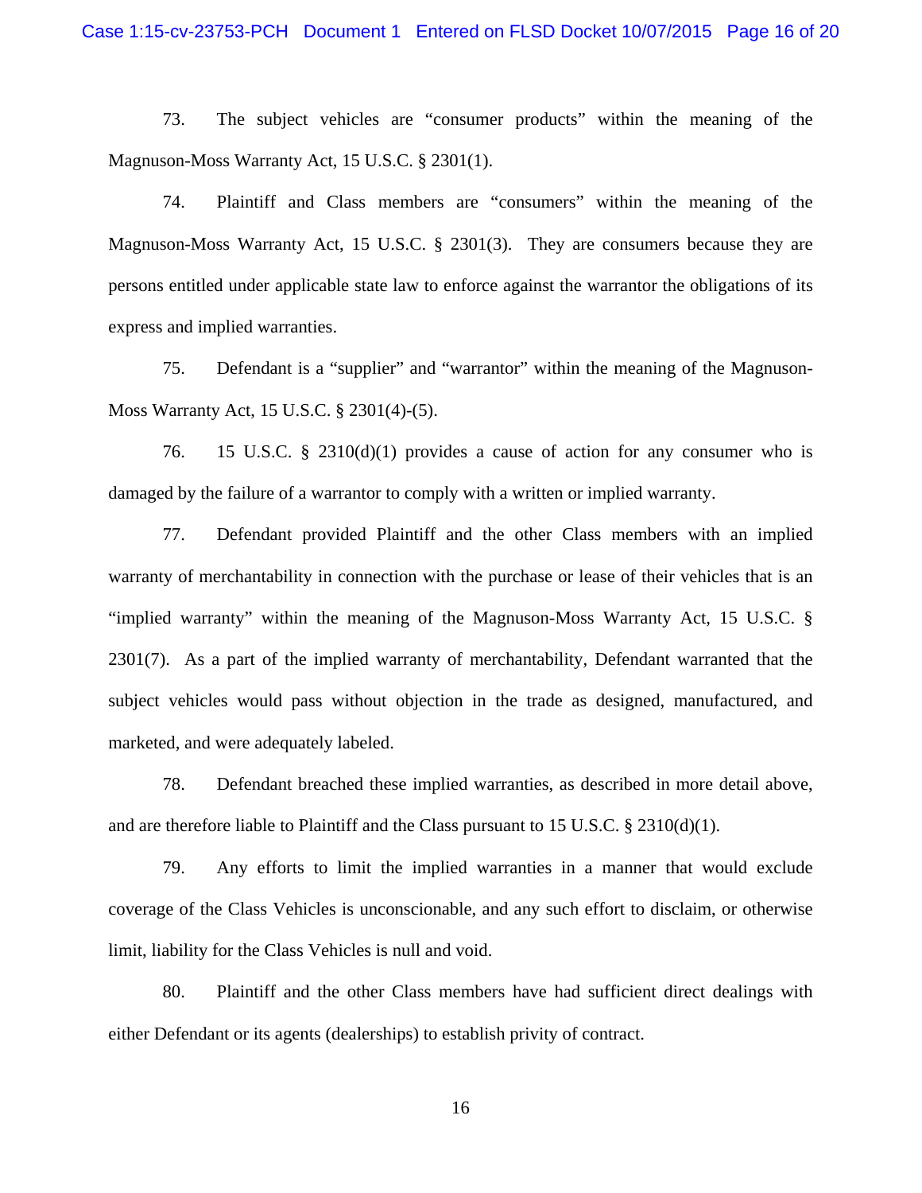73. The subject vehicles are "consumer products" within the meaning of the Magnuson-Moss Warranty Act, 15 U.S.C. § 2301(1).

74. Plaintiff and Class members are "consumers" within the meaning of the Magnuson-Moss Warranty Act, 15 U.S.C. § 2301(3). They are consumers because they are persons entitled under applicable state law to enforce against the warrantor the obligations of its express and implied warranties.

75. Defendant is a "supplier" and "warrantor" within the meaning of the Magnuson-Moss Warranty Act, 15 U.S.C. § 2301(4)-(5).

76. 15 U.S.C. § 2310(d)(1) provides a cause of action for any consumer who is damaged by the failure of a warrantor to comply with a written or implied warranty.

77. Defendant provided Plaintiff and the other Class members with an implied warranty of merchantability in connection with the purchase or lease of their vehicles that is an "implied warranty" within the meaning of the Magnuson-Moss Warranty Act, 15 U.S.C. § 2301(7). As a part of the implied warranty of merchantability, Defendant warranted that the subject vehicles would pass without objection in the trade as designed, manufactured, and marketed, and were adequately labeled.

78. Defendant breached these implied warranties, as described in more detail above, and are therefore liable to Plaintiff and the Class pursuant to 15 U.S.C. § 2310(d)(1).

79. Any efforts to limit the implied warranties in a manner that would exclude coverage of the Class Vehicles is unconscionable, and any such effort to disclaim, or otherwise limit, liability for the Class Vehicles is null and void.

80. Plaintiff and the other Class members have had sufficient direct dealings with either Defendant or its agents (dealerships) to establish privity of contract.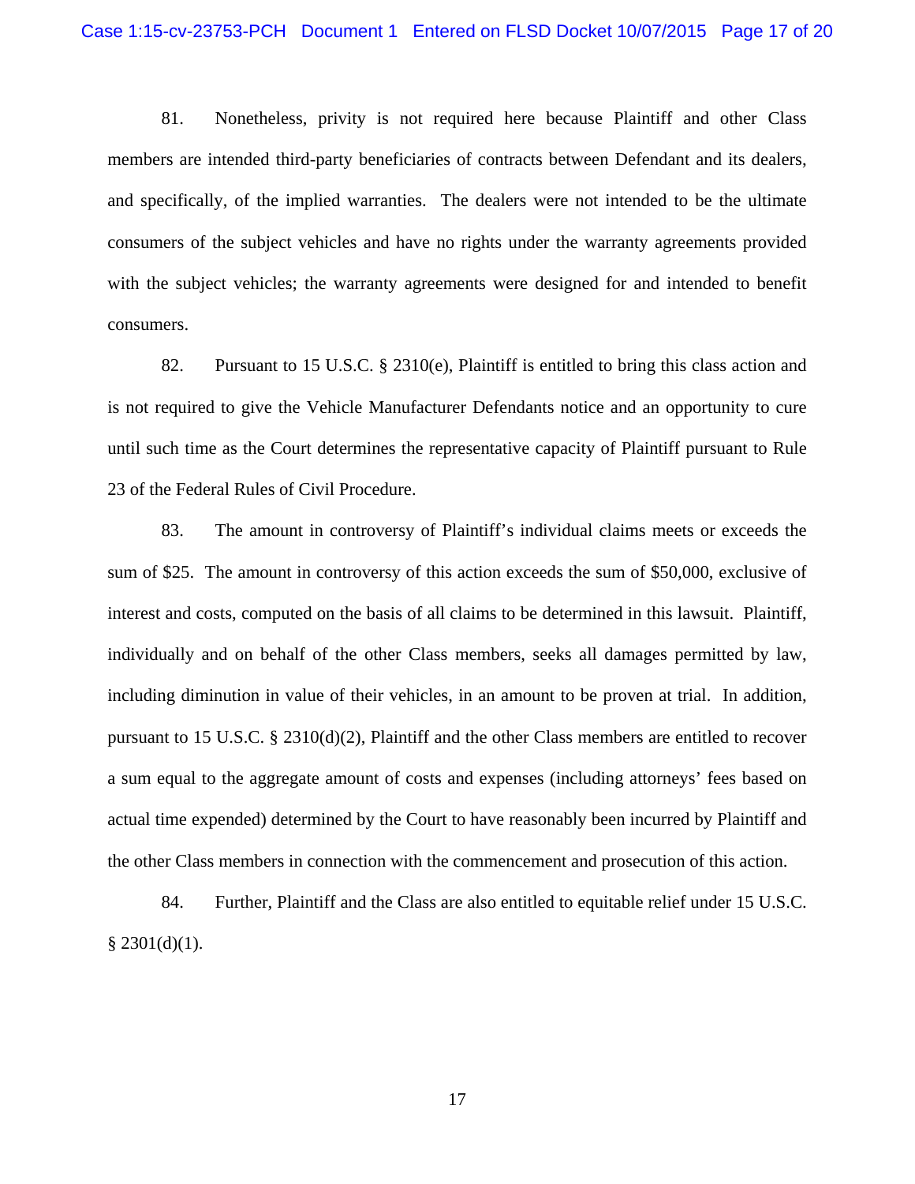81. Nonetheless, privity is not required here because Plaintiff and other Class members are intended third-party beneficiaries of contracts between Defendant and its dealers, and specifically, of the implied warranties. The dealers were not intended to be the ultimate consumers of the subject vehicles and have no rights under the warranty agreements provided with the subject vehicles; the warranty agreements were designed for and intended to benefit consumers.

82. Pursuant to 15 U.S.C. § 2310(e), Plaintiff is entitled to bring this class action and is not required to give the Vehicle Manufacturer Defendants notice and an opportunity to cure until such time as the Court determines the representative capacity of Plaintiff pursuant to Rule 23 of the Federal Rules of Civil Procedure.

83. The amount in controversy of Plaintiff's individual claims meets or exceeds the sum of $25. The amount in controversy of this action exceeds the sum of $50,000, exclusive of interest and costs, computed on the basis of all claims to be determined in this lawsuit. Plaintiff, individually and on behalf of the other Class members, seeks all damages permitted by law, including diminution in value of their vehicles, in an amount to be proven at trial. In addition, pursuant to 15 U.S.C. § 2310(d)(2), Plaintiff and the other Class members are entitled to recover a sum equal to the aggregate amount of costs and expenses (including attorneys' fees based on actual time expended) determined by the Court to have reasonably been incurred by Plaintiff and the other Class members in connection with the commencement and prosecution of this action.

84. Further, Plaintiff and the Class are also entitled to equitable relief under 15 U.S.C. § 2301(d)(1).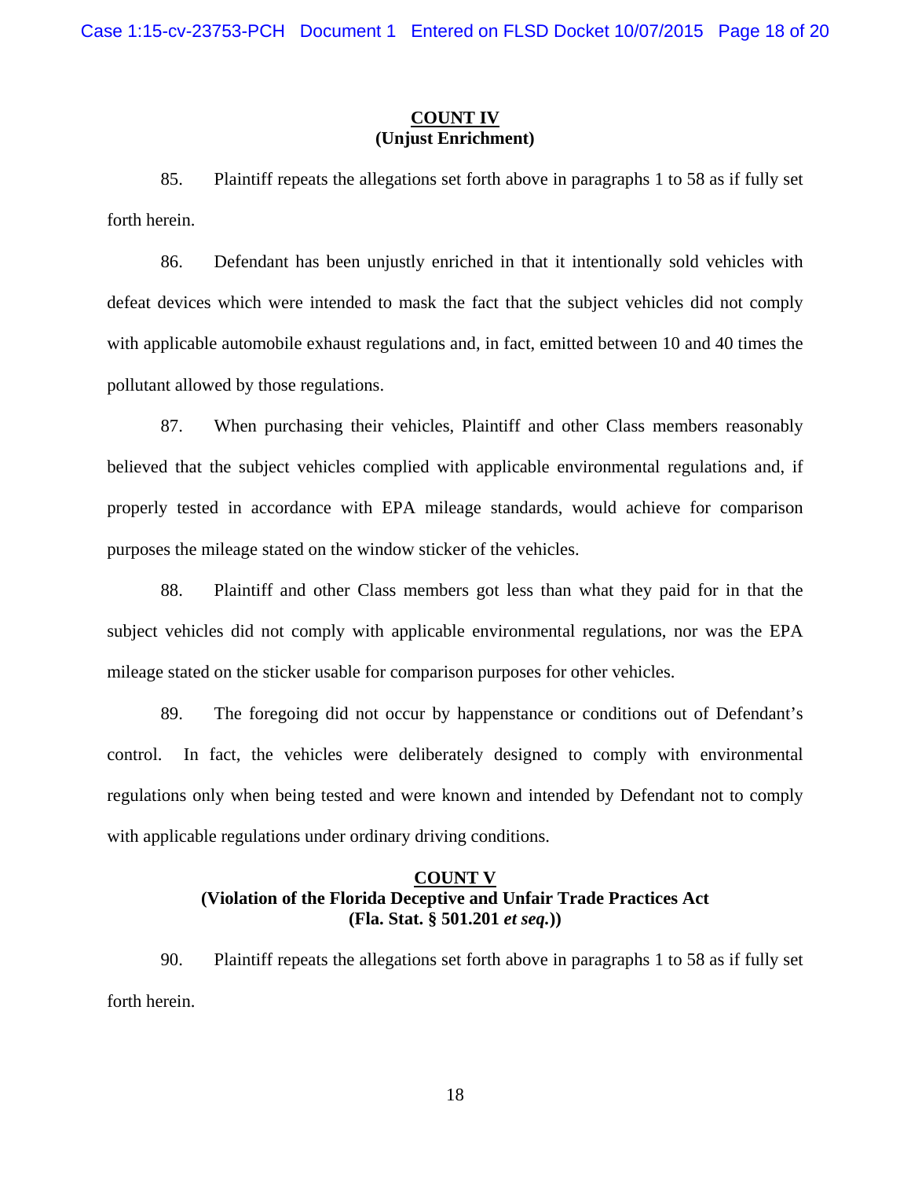**COUNT IV**
**(Unjust Enrichment)**

85. Plaintiff repeats the allegations set forth above in paragraphs 1 to 58 as if fully set forth herein.

86. Defendant has been unjustly enriched in that it intentionally sold vehicles with defeat devices which were intended to mask the fact that the subject vehicles did not comply with applicable automobile exhaust regulations and, in fact, emitted between 10 and 40 times the pollutant allowed by those regulations.

87. When purchasing their vehicles, Plaintiff and other Class members reasonably believed that the subject vehicles complied with applicable environmental regulations and, if properly tested in accordance with EPA mileage standards, would achieve for comparison purposes the mileage stated on the window sticker of the vehicles.

88. Plaintiff and other Class members got less than what they paid for in that the subject vehicles did not comply with applicable environmental regulations, nor was the EPA mileage stated on the sticker usable for comparison purposes for other vehicles.

89. The foregoing did not occur by happenstance or conditions out of Defendant's control. In fact, the vehicles were deliberately designed to comply with environmental regulations only when being tested and were known and intended by Defendant not to comply with applicable regulations under ordinary driving conditions.

**COUNT V**
**(Violation of the Florida Deceptive and Unfair Trade Practices Act**
**(Fla. Stat. § 501.201 *et seq.*))**

90. Plaintiff repeats the allegations set forth above in paragraphs 1 to 58 as if fully set forth herein.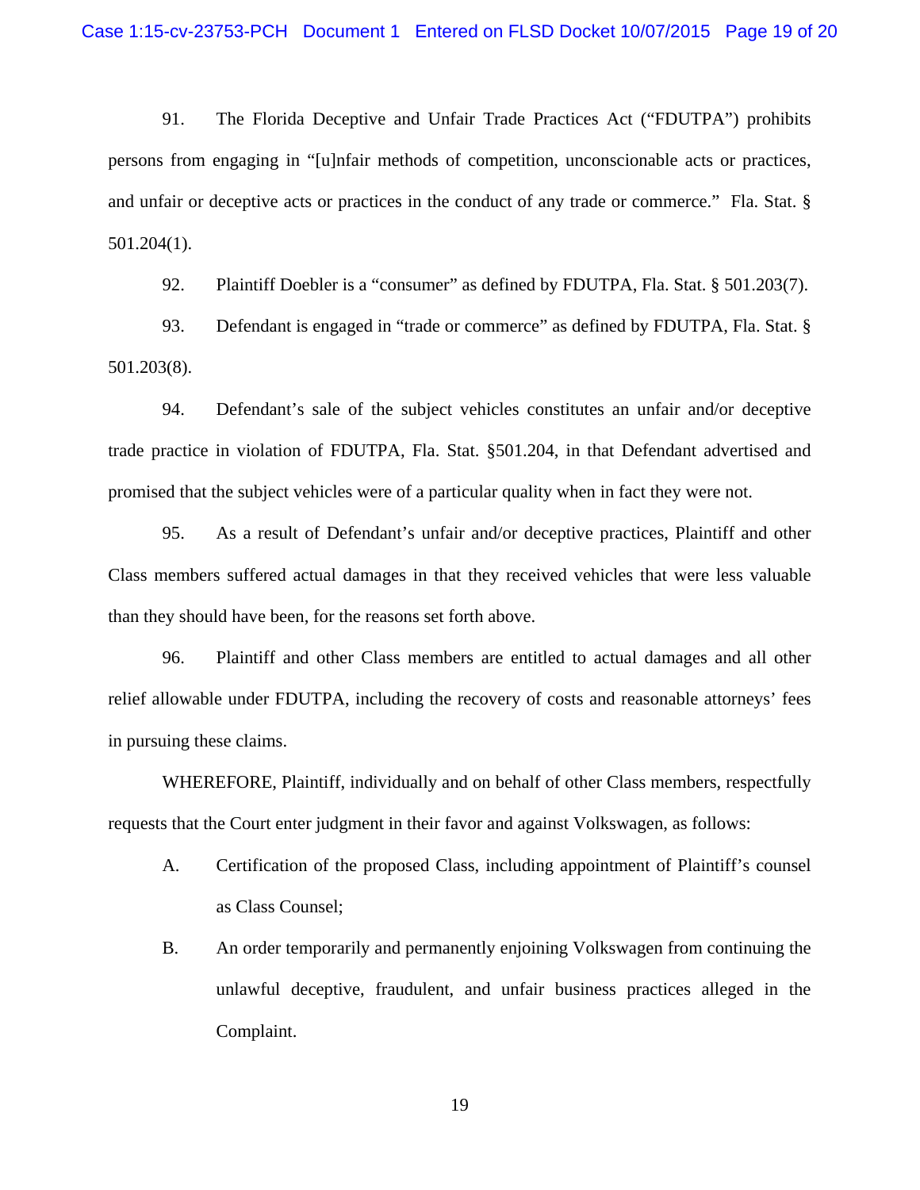91. The Florida Deceptive and Unfair Trade Practices Act ("FDUTPA") prohibits persons from engaging in "[u]nfair methods of competition, unconscionable acts or practices, and unfair or deceptive acts or practices in the conduct of any trade or commerce." Fla. Stat. § 501.204(1).

92. Plaintiff Doebler is a "consumer" as defined by FDUTPA, Fla. Stat. § 501.203(7).

93. Defendant is engaged in "trade or commerce" as defined by FDUTPA, Fla. Stat. § 501.203(8).

94. Defendant's sale of the subject vehicles constitutes an unfair and/or deceptive trade practice in violation of FDUTPA, Fla. Stat. §501.204, in that Defendant advertised and promised that the subject vehicles were of a particular quality when in fact they were not.

95. As a result of Defendant's unfair and/or deceptive practices, Plaintiff and other Class members suffered actual damages in that they received vehicles that were less valuable than they should have been, for the reasons set forth above.

96. Plaintiff and other Class members are entitled to actual damages and all other relief allowable under FDUTPA, including the recovery of costs and reasonable attorneys' fees in pursuing these claims.

WHEREFORE, Plaintiff, individually and on behalf of other Class members, respectfully requests that the Court enter judgment in their favor and against Volkswagen, as follows:

A. Certification of the proposed Class, including appointment of Plaintiff's counsel as Class Counsel;

B. An order temporarily and permanently enjoining Volkswagen from continuing the unlawful deceptive, fraudulent, and unfair business practices alleged in the Complaint.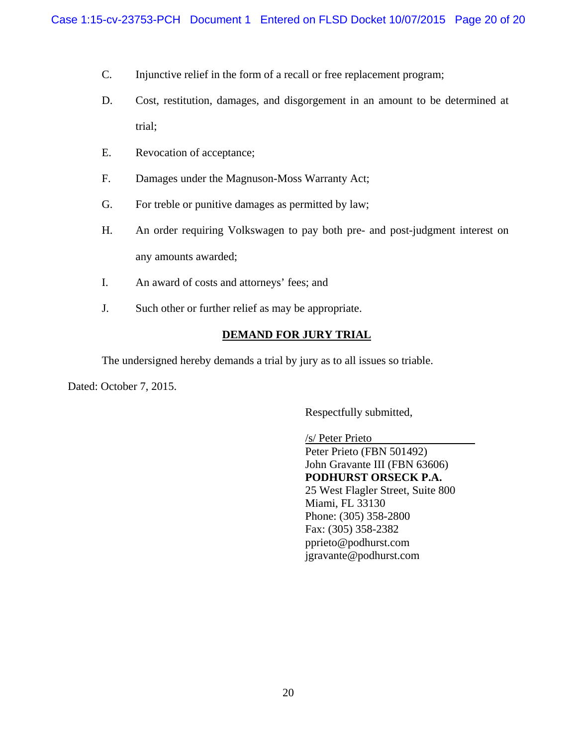C. Injunctive relief in the form of a recall or free replacement program;

D. Cost, restitution, damages, and disgorgement in an amount to be determined at trial;

E. Revocation of acceptance;

F. Damages under the Magnuson-Moss Warranty Act;

G. For treble or punitive damages as permitted by law;

H. An order requiring Volkswagen to pay both pre- and post-judgment interest on any amounts awarded;

I. An award of costs and attorneys' fees; and

J. Such other or further relief as may be appropriate.

**DEMAND FOR JURY TRIAL**

The undersigned hereby demands a trial by jury as to all issues so triable.

Dated: October 7, 2015.

Respectfully submitted,

/s/ Peter Prieto
Peter Prieto (FBN 501492)
John Gravante III (FBN 63606)
**PODHURST ORSECK P.A.**
25 West Flagler Street, Suite 800
Miami, FL 33130
Phone: (305) 358-2800
Fax: (305) 358-2382
pprieto@podhurst.com
jgravante@podhurst.com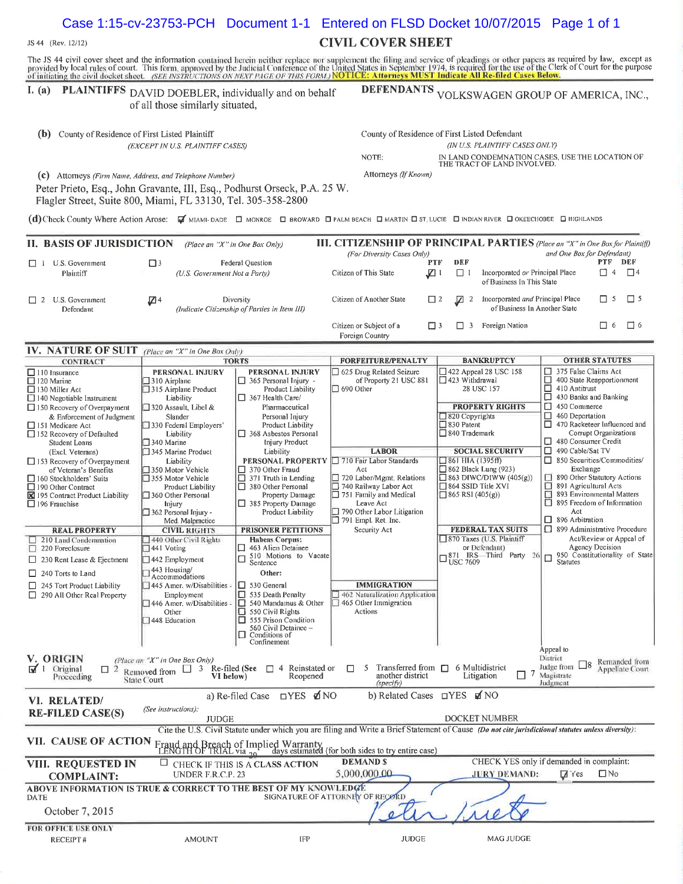JS 44 (Rev. 12/12)

# CIVIL COVER SHEET

The JS 44 civil cover sheet and the information contained herein neither replace nor supplement the filing and service of pleadings or other papers as required by law, except as provided by local rules of court. This form, approved by the Judicial Conference of the United States in September 1974, is required for the use of the Clerk of Court for the purpose of initiating the civil docket sheet. *(SEE INSTRUCTIONS ON NEXT PAGE OF THIS FORM.)* **NOTICE: Attorneys MUST Indicate All Re-filed Cases Below.**

**I. (a) PLAINTIFFS** DAVID DOEBLER, individually and on behalf of all those similarly situated,

**DEFENDANTS** VOLKSWAGEN GROUP OF AMERICA, INC.,

**(b)** County of Residence of First Listed Plaintiff *(EXCEPT IN U.S. PLAINTIFF CASES)*

County of Residence of First Listed Defendant *(IN U.S. PLAINTIFF CASES ONLY)*

NOTE: IN LAND CONDEMNATION CASES, USE THE LOCATION OF THE TRACT OF LAND INVOLVED.

**(c)** Attorneys *(Firm Name, Address, and Telephone Number)*
Peter Prieto, Esq., John Gravante, III, Esq., Podhurst Orseck, P.A. 25 W. Flagler Street, Suite 800, Miami, FL 33130, Tel. 305-358-2800

Attorneys *(If Known)*

**(d)** Check County Where Action Arose: ☑ MIAMI-DADE ☐ MONROE ☐ BROWARD ☐ PALM BEACH ☐ MARTIN ☐ ST. LUCIE ☐ INDIAN RIVER ☐ OKEECHOBEE ☐ HIGHLANDS

## II. BASIS OF JURISDICTION *(Place an "X" in One Box Only)*

- ☐ 1 U.S. Government Plaintiff
- ☐ 3 Federal Question (U.S. Government Not a Party)
- ☐ 2 U.S. Government Defendant
- ☑ 4 Diversity (Indicate Citizenship of Parties in Item III)

## III. CITIZENSHIP OF PRINCIPAL PARTIES *(Place an "X" in One Box for Plaintiff and One Box for Defendant)* *(For Diversity Cases Only)*

| | PTF | DEF | | PTF | DEF |
|---|---|---|---|---|---|
| Citizen of This State | ☑ 1 | ☐ 1 | Incorporated *or* Principal Place of Business In This State | ☐ 4 | ☐ 4 |
| Citizen of Another State | ☐ 2 | ☑ 2 | Incorporated *and* Principal Place of Business In Another State | ☐ 5 | ☐ 5 |
| Citizen or Subject of a Foreign Country | ☐ 3 | ☐ 3 | Foreign Nation | ☐ 6 | ☐ 6 |

## IV. NATURE OF SUIT *(Place an "X" in One Box Only)*

**CONTRACT**
- ☐ 110 Insurance
- ☐ 120 Marine
- ☐ 130 Miller Act
- ☐ 140 Negotiable Instrument
- ☐ 150 Recovery of Overpayment & Enforcement of Judgment
- ☐ 151 Medicare Act
- ☐ 152 Recovery of Defaulted Student Loans (Excl. Veterans)
- ☐ 153 Recovery of Overpayment of Veteran's Benefits
- ☐ 160 Stockholders' Suits
- ☐ 190 Other Contract
- ☒ 195 Contract Product Liability
- ☐ 196 Franchise

**REAL PROPERTY**
- ☐ 210 Land Condemnation
- ☐ 220 Foreclosure
- ☐ 230 Rent Lease & Ejectment
- ☐ 240 Torts to Land
- ☐ 245 Tort Product Liability
- ☐ 290 All Other Real Property

**TORTS — PERSONAL INJURY**
- ☐ 310 Airplane
- ☐ 315 Airplane Product Liability
- ☐ 320 Assault, Libel & Slander
- ☐ 330 Federal Employers' Liability
- ☐ 340 Marine
- ☐ 345 Marine Product Liability
- ☐ 350 Motor Vehicle
- ☐ 355 Motor Vehicle Product Liability
- ☐ 360 Other Personal Injury
- ☐ 362 Personal Injury - Med. Malpractice

**PERSONAL INJURY**
- ☐ 365 Personal Injury - Product Liability
- ☐ 367 Health Care/ Pharmaceutical Personal Injury Product Liability
- ☐ 368 Asbestos Personal Injury Product Liability

**PERSONAL PROPERTY**
- ☐ 370 Other Fraud
- ☐ 371 Truth in Lending
- ☐ 380 Other Personal Property Damage
- ☐ 385 Property Damage Product Liability

**CIVIL RIGHTS**
- ☐ 440 Other Civil Rights
- ☐ 441 Voting
- ☐ 442 Employment
- ☐ 443 Housing/ Accommodations
- ☐ 445 Amer. w/Disabilities - Employment
- ☐ 446 Amer. w/Disabilities - Other
- ☐ 448 Education

**PRISONER PETITIONS**
Habeas Corpus:
- ☐ 463 Alien Detainee
- ☐ 510 Motions to Vacate Sentence

Other:
- ☐ 530 General
- ☐ 535 Death Penalty
- ☐ 540 Mandamus & Other
- ☐ 550 Civil Rights
- ☐ 555 Prison Condition
- ☐ 560 Civil Detainee – Conditions of Confinement

**FORFEITURE/PENALTY**
- ☐ 625 Drug Related Seizure of Property 21 USC 881
- ☐ 690 Other

**LABOR**
- ☐ 710 Fair Labor Standards Act
- ☐ 720 Labor/Mgmt. Relations
- ☐ 740 Railway Labor Act
- ☐ 751 Family and Medical Leave Act
- ☐ 790 Other Labor Litigation
- ☐ 791 Empl. Ret. Inc. Security Act

**IMMIGRATION**
- ☐ 462 Naturalization Application
- ☐ 465 Other Immigration Actions

**BANKRUPTCY**
- ☐ 422 Appeal 28 USC 158
- ☐ 423 Withdrawal 28 USC 157

**PROPERTY RIGHTS**
- ☐ 820 Copyrights
- ☐ 830 Patent
- ☐ 840 Trademark

**SOCIAL SECURITY**
- ☐ 861 HIA (1395ff)
- ☐ 862 Black Lung (923)
- ☐ 863 DIWC/DIWW (405(g))
- ☐ 864 SSID Title XVI
- ☐ 865 RSI (405(g))

**FEDERAL TAX SUITS**
- ☐ 870 Taxes (U.S. Plaintiff or Defendant)
- ☐ 871 IRS—Third Party 26 USC 7609

**OTHER STATUTES**
- ☐ 375 False Claims Act
- ☐ 400 State Reapportionment
- ☐ 410 Antitrust
- ☐ 430 Banks and Banking
- ☐ 450 Commerce
- ☐ 460 Deportation
- ☐ 470 Racketeer Influenced and Corrupt Organizations
- ☐ 480 Consumer Credit
- ☐ 490 Cable/Sat TV
- ☐ 850 Securities/Commodities/ Exchange
- ☐ 890 Other Statutory Actions
- ☐ 891 Agricultural Acts
- ☐ 893 Environmental Matters
- ☐ 895 Freedom of Information Act
- ☐ 896 Arbitration
- ☐ 899 Administrative Procedure Act/Review or Appeal of Agency Decision
- ☐ 950 Constitutionality of State Statutes

## V. ORIGIN *(Place an "X" in One Box Only)*

☑ 1 Original Proceeding ☐ 2 Removed from State Court ☐ 3 Re-filed (See VI below) ☐ 4 Reinstated or Reopened ☐ 5 Transferred from another district *(specify)* ☐ 6 Multidistrict Litigation ☐ 7 Appeal to District Judge from Magistrate Judgment ☐ 8 Remanded from Appellate Court

## VI. RELATED/ RE-FILED CASE(S)

(See instructions): a) Re-filed Case ☐YES ☑NO b) Related Cases ☐YES ☑NO

JUDGE DOCKET NUMBER

## VII. CAUSE OF ACTION

Cite the U.S. Civil Statute under which you are filing and Write a Brief Statement of Cause *(Do not cite jurisdictional statutes unless diversity)*:
Fraud and Breach of Implied Warranty
LENGTH OF TRIAL via 20 days estimated (for both sides to try entire case)

## VIII. REQUESTED IN COMPLAINT:

☐ CHECK IF THIS IS A CLASS ACTION UNDER F.R.C.P. 23

DEMAND $ 5,000,000.00

CHECK YES only if demanded in complaint: JURY DEMAND: ☑ Yes ☐ No

ABOVE INFORMATION IS TRUE & CORRECT TO THE BEST OF MY KNOWLEDGE

DATE October 7, 2015

SIGNATURE OF ATTORNEY OF RECORD Peter Prieto

FOR OFFICE USE ONLY

RECEIPT # AMOUNT IFP JUDGE MAG JUDGE